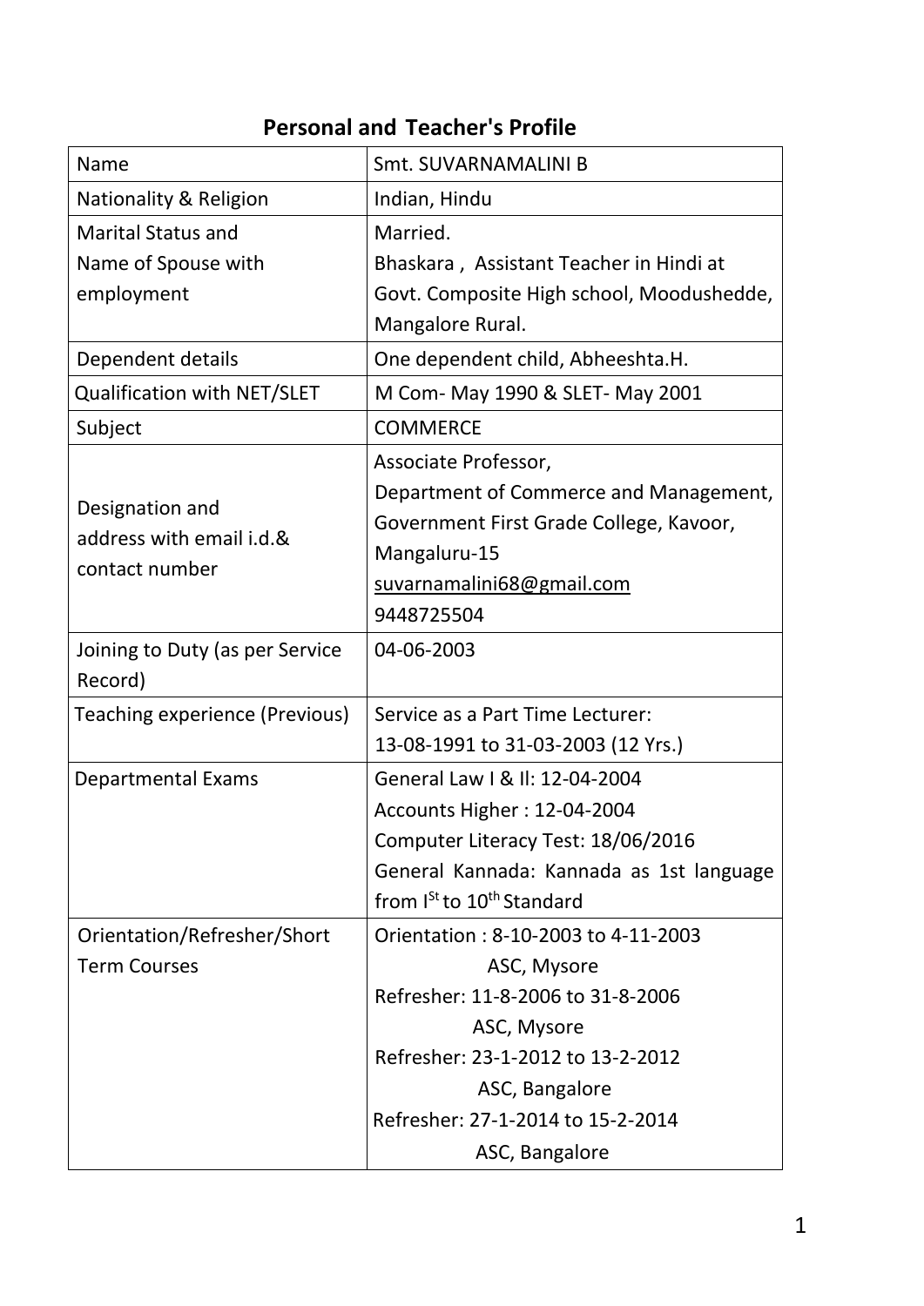## Personal and Teacher's Profile

| Name | Smt. SUVARNAMALINI B |
|---|---|
| Nationality & Religion | Indian, Hindu |
| Marital Status and Name of Spouse with employment | Married.<br>Bhaskara , Assistant Teacher in Hindi at Govt. Composite High school, Moodushedde, Mangalore Rural. |
| Dependent details | One dependent child, Abheeshta.H. |
| Qualification with NET/SLET | M Com- May 1990 & SLET- May 2001 |
| Subject | COMMERCE |
| Designation and address with email i.d.& contact number | Associate Professor,<br>Department of Commerce and Management,<br>Government First Grade College, Kavoor,<br>Mangaluru-15<br>suvarnamalini68@gmail.com<br>9448725504 |
| Joining to Duty (as per Service Record) | 04-06-2003 |
| Teaching experience (Previous) | Service as a Part Time Lecturer:<br>13-08-1991 to 31-03-2003 (12 Yrs.) |
| Departmental Exams | General Law I & Il: 12-04-2004<br>Accounts Higher : 12-04-2004<br>Computer Literacy Test: 18/06/2016<br>General Kannada: Kannada as 1st language from I[St] to 10[th] Standard |
| Orientation/Refresher/Short Term Courses | Orientation : 8-10-2003 to 4-11-2003<br>ASC, Mysore<br>Refresher: 11-8-2006 to 31-8-2006<br>ASC, Mysore<br>Refresher: 23-1-2012 to 13-2-2012<br>ASC, Bangalore<br>Refresher: 27-1-2014 to 15-2-2014<br>ASC, Bangalore |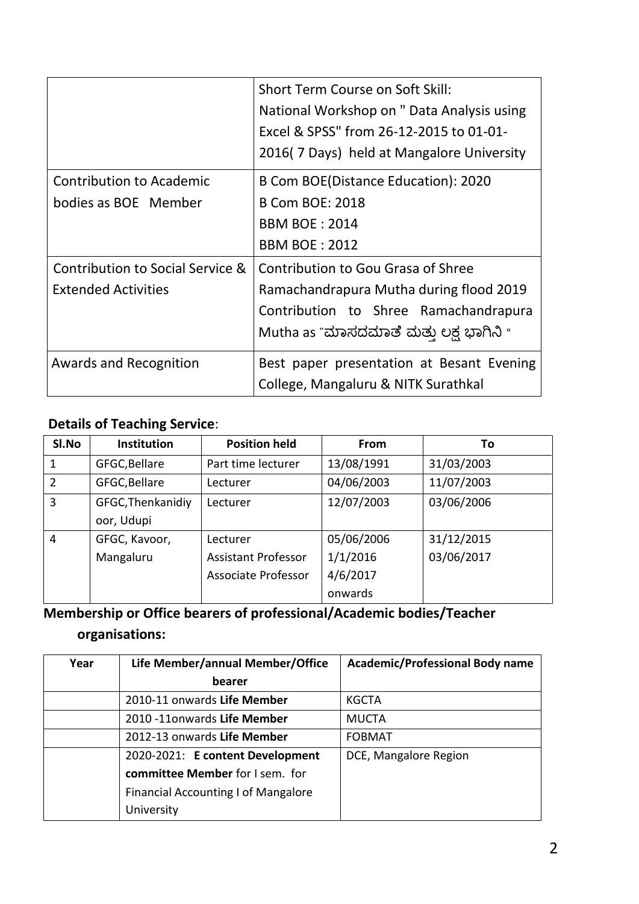| | |
|---|---|
| | Short Term Course on Soft Skill: National Workshop on " Data Analysis using Excel & SPSS" from 26-12-2015 to 01-01-2016( 7 Days) held at Mangalore University |
| Contribution to Academic bodies as BOE Member | B Com BOE(Distance Education): 2020<br>B Com BOE: 2018<br>BBM BOE : 2014<br>BBM BOE : 2012 |
| Contribution to Social Service & Extended Activities | Contribution to Gou Grasa of Shree Ramachandrapura Mutha during flood 2019<br>Contribution to Shree Ramachandrapura Mutha as "ಮಾಸದಮಾತೆ ಮತ್ತು ಲಕ್ಷ ಭಾಗಿನಿ " |
| Awards and Recognition | Best paper presentation at Besant Evening College, Mangaluru & NITK Surathkal |

**Details of Teaching Service**:

| Sl.No | Institution | Position held | From | To |
|---|---|---|---|---|
| 1 | GFGC,Bellare | Part time lecturer | 13/08/1991 | 31/03/2003 |
| 2 | GFGC,Bellare | Lecturer | 04/06/2003 | 11/07/2003 |
| 3 | GFGC,Thenkanidiyoor, Udupi | Lecturer | 12/07/2003 | 03/06/2006 |
| 4 | GFGC, Kavoor, Mangaluru | Lecturer<br>Assistant Professor<br>Associate Professor | 05/06/2006<br>1/1/2016<br>4/6/2017<br>onwards | 31/12/2015<br>03/06/2017 |

**Membership or Office bearers of professional/Academic bodies/Teacher organisations:**

| Year | Life Member/annual Member/Office bearer | Academic/Professional Body name |
|---|---|---|
| | 2010-11 onwards **Life Member** | KGCTA |
| | 2010 -11onwards **Life Member** | MUCTA |
| | 2012-13 onwards **Life Member** | FOBMAT |
| | 2020-2021: **E content Development committee Member** for I sem. for Financial Accounting I of Mangalore University | DCE, Mangalore Region |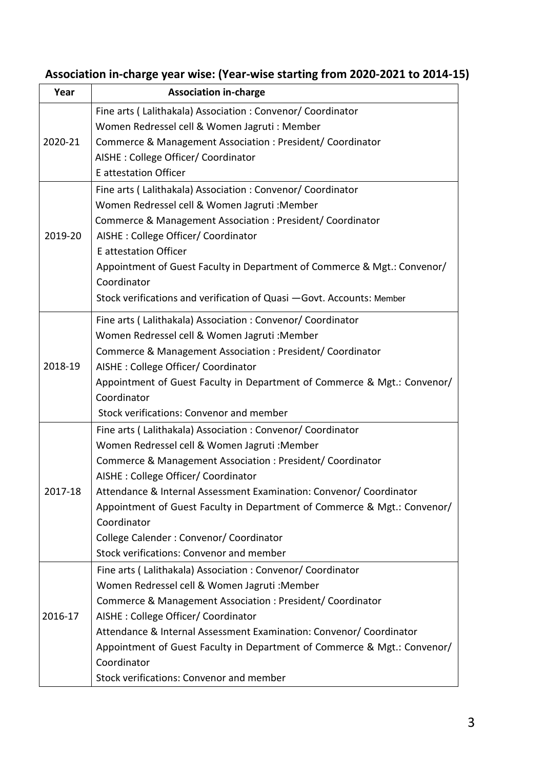**Association in-charge year wise: (Year-wise starting from 2020-2021 to 2014-15)**

| Year | Association in-charge |
|---|---|
| 2020-21 | Fine arts ( Lalithakala) Association : Convenor/ Coordinator<br>Women Redressel cell & Women Jagruti : Member<br>Commerce & Management Association : President/ Coordinator<br>AISHE : College Officer/ Coordinator<br>E attestation Officer |
| 2019-20 | Fine arts ( Lalithakala) Association : Convenor/ Coordinator<br>Women Redressel cell & Women Jagruti :Member<br>Commerce & Management Association : President/ Coordinator<br>AISHE : College Officer/ Coordinator<br>E attestation Officer<br>Appointment of Guest Faculty in Department of Commerce & Mgt.: Convenor/ Coordinator<br>Stock verifications and verification of Quasi —Govt. Accounts: Member |
| 2018-19 | Fine arts ( Lalithakala) Association : Convenor/ Coordinator<br>Women Redressel cell & Women Jagruti :Member<br>Commerce & Management Association : President/ Coordinator<br>AISHE : College Officer/ Coordinator<br>Appointment of Guest Faculty in Department of Commerce & Mgt.: Convenor/ Coordinator<br>Stock verifications: Convenor and member |
| 2017-18 | Fine arts ( Lalithakala) Association : Convenor/ Coordinator<br>Women Redressel cell & Women Jagruti :Member<br>Commerce & Management Association : President/ Coordinator<br>AISHE : College Officer/ Coordinator<br>Attendance & Internal Assessment Examination: Convenor/ Coordinator<br>Appointment of Guest Faculty in Department of Commerce & Mgt.: Convenor/ Coordinator<br>College Calender : Convenor/ Coordinator<br>Stock verifications: Convenor and member |
| 2016-17 | Fine arts ( Lalithakala) Association : Convenor/ Coordinator<br>Women Redressel cell & Women Jagruti :Member<br>Commerce & Management Association : President/ Coordinator<br>AISHE : College Officer/ Coordinator<br>Attendance & Internal Assessment Examination: Convenor/ Coordinator<br>Appointment of Guest Faculty in Department of Commerce & Mgt.: Convenor/ Coordinator<br>Stock verifications: Convenor and member |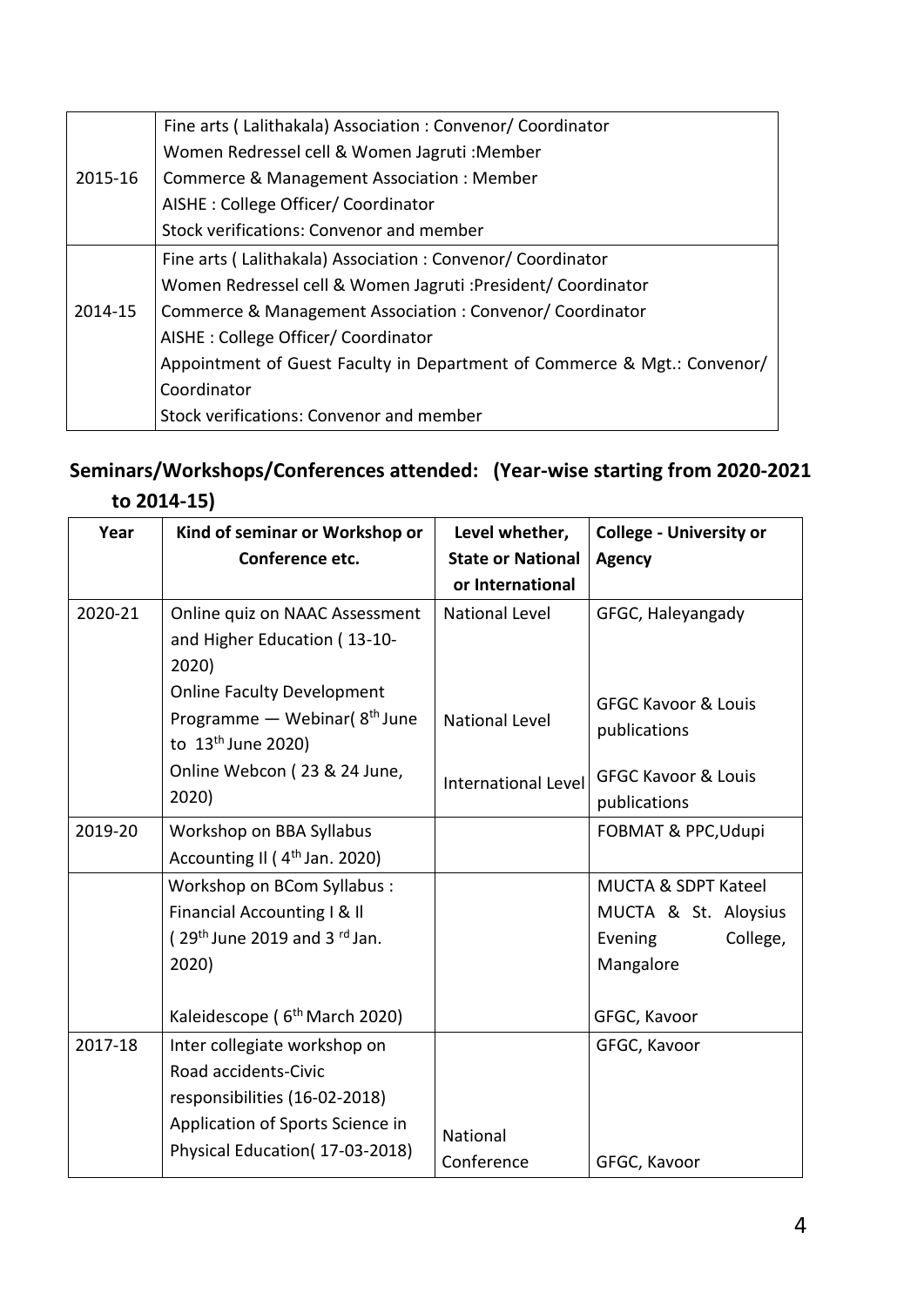| | |
|---|---|
| 2015-16 | Fine arts ( Lalithakala) Association : Convenor/ Coordinator<br>Women Redressel cell & Women Jagruti :Member<br>Commerce & Management Association : Member<br>AISHE : College Officer/ Coordinator<br>Stock verifications: Convenor and member |
| 2014-15 | Fine arts ( Lalithakala) Association : Convenor/ Coordinator<br>Women Redressel cell & Women Jagruti :President/ Coordinator<br>Commerce & Management Association : Convenor/ Coordinator<br>AISHE : College Officer/ Coordinator<br>Appointment of Guest Faculty in Department of Commerce & Mgt.: Convenor/ Coordinator<br>Stock verifications: Convenor and member |

## Seminars/Workshops/Conferences attended: (Year-wise starting from 2020-2021 to 2014-15)

| Year | Kind of seminar or Workshop or Conference etc. | Level whether, State or National or International | College - University or Agency |
|---|---|---|---|
| 2020-21 | Online quiz on NAAC Assessment and Higher Education ( 13-10-2020)<br>Online Faculty Development Programme — Webinar( 8th June to 13th June 2020)<br>Online Webcon ( 23 & 24 June, 2020) | National Level<br><br>National Level<br><br>International Level | GFGC, Haleyangady<br><br>GFGC Kavoor & Louis publications<br><br>GFGC Kavoor & Louis publications |
| 2019-20 | Workshop on BBA Syllabus Accounting II ( 4th Jan. 2020) | | FOBMAT & PPC,Udupi |
| | Workshop on BCom Syllabus : Financial Accounting I & II ( 29th June 2019 and 3 rd Jan. 2020)<br><br>Kaleidescope ( 6th March 2020) | | MUCTA & SDPT Kateel<br>MUCTA & St. Aloysius Evening College, Mangalore<br><br>GFGC, Kavoor |
| 2017-18 | Inter collegiate workshop on Road accidents-Civic responsibilities (16-02-2018)<br>Application of Sports Science in Physical Education( 17-03-2018) | <br><br>National Conference | GFGC, Kavoor<br><br>GFGC, Kavoor |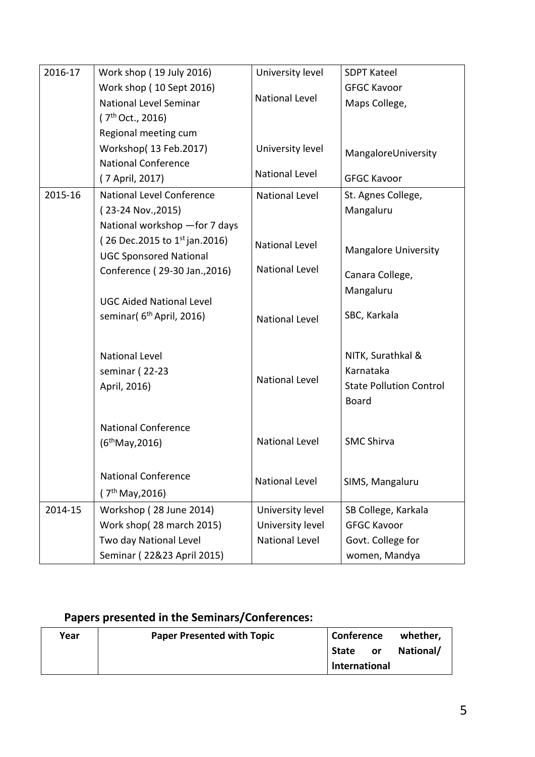| 2016-17 | Work shop ( 19 July 2016) | University level | SDPT Kateel |
|---|---|---|---|
| | Work shop ( 10 Sept 2016) | National Level | GFGC Kavoor |
| | National Level Seminar ( 7th Oct., 2016) | | Maps College, |
| | Regional meeting cum Workshop( 13 Feb.2017) | University level | MangaloreUniversity |
| | National Conference ( 7 April, 2017) | National Level | GFGC Kavoor |
| 2015-16 | National Level Conference ( 23-24 Nov.,2015) | National Level | St. Agnes College, Mangaluru |
| | National workshop —for 7 days ( 26 Dec.2015 to 1st jan.2016) | National Level | Mangalore University |
| | UGC Sponsored National Conference ( 29-30 Jan.,2016) | National Level | Canara College, Mangaluru |
| | UGC Aided National Level seminar( 6th April, 2016) | National Level | SBC, Karkala |
| | National Level seminar ( 22-23 April, 2016) | National Level | NITK, Surathkal & Karnataka State Pollution Control Board |
| | National Conference (6thMay,2016) | National Level | SMC Shirva |
| | National Conference ( 7th May,2016) | National Level | SIMS, Mangaluru |
| 2014-15 | Workshop ( 28 June 2014) | University level | SB College, Karkala |
| | Work shop( 28 march 2015) | University level | GFGC Kavoor |
| | Two day National Level Seminar ( 22&23 April 2015) | National Level | Govt. College for women, Mandya |

## Papers presented in the Seminars/Conferences:

| Year | Paper Presented with Topic | Conference whether, State or National/ International |
|---|---|---|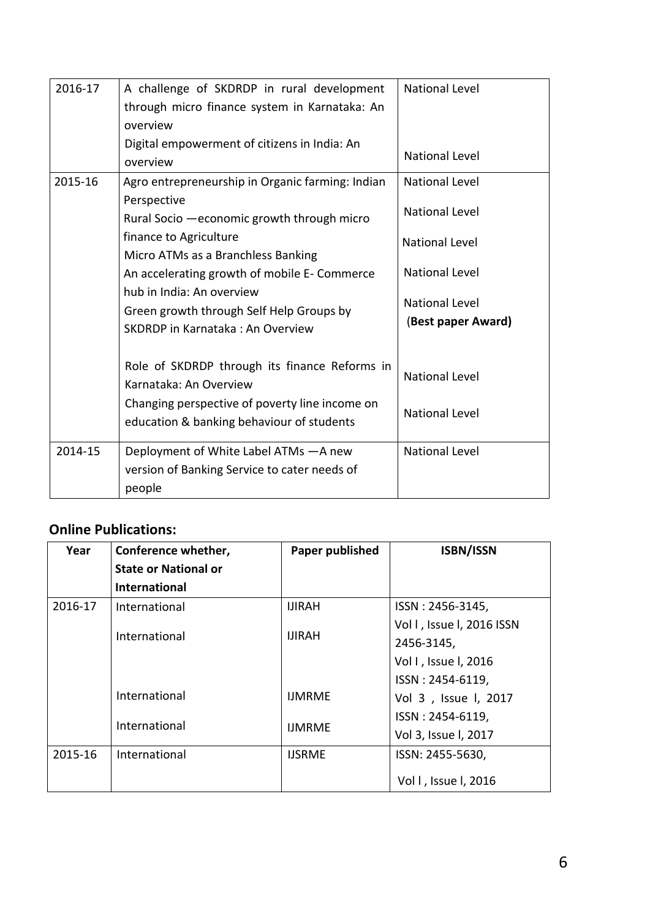| | | |
|---|---|---|
| 2016-17 | A challenge of SKDRDP in rural development through micro finance system in Karnataka: An overview | National Level |
| | Digital empowerment of citizens in India: An overview | National Level |
| 2015-16 | Agro entrepreneurship in Organic farming: Indian Perspective | National Level |
| | Rural Socio —economic growth through micro finance to Agriculture | National Level |
| | Micro ATMs as a Branchless Banking | National Level |
| | An accelerating growth of mobile E- Commerce hub in India: An overview | National Level |
| | Green growth through Self Help Groups by SKDRDP in Karnataka : An Overview | National Level (**Best paper Award)** |
| | Role of SKDRDP through its finance Reforms in Karnataka: An Overview | National Level |
| | Changing perspective of poverty line income on education & banking behaviour of students | National Level |
| 2014-15 | Deployment of White Label ATMs —A new version of Banking Service to cater needs of people | National Level |

## Online Publications:

| Year | Conference whether, State or National or International | Paper published | ISBN/ISSN |
|---|---|---|---|
| 2016-17 | International | IJIRAH | ISSN : 2456-3145, Vol l , Issue l, 2016 |
| | International | IJIRAH | ISSN 2456-3145, Vol I , Issue l, 2016 |
| | International | IJMRME | ISSN : 2454-6119, Vol 3 , Issue l, 2017 |
| | International | IJMRME | ISSN : 2454-6119, Vol 3, Issue l, 2017 |
| 2015-16 | International | IJSRME | ISSN: 2455-5630, Vol l , Issue l, 2016 |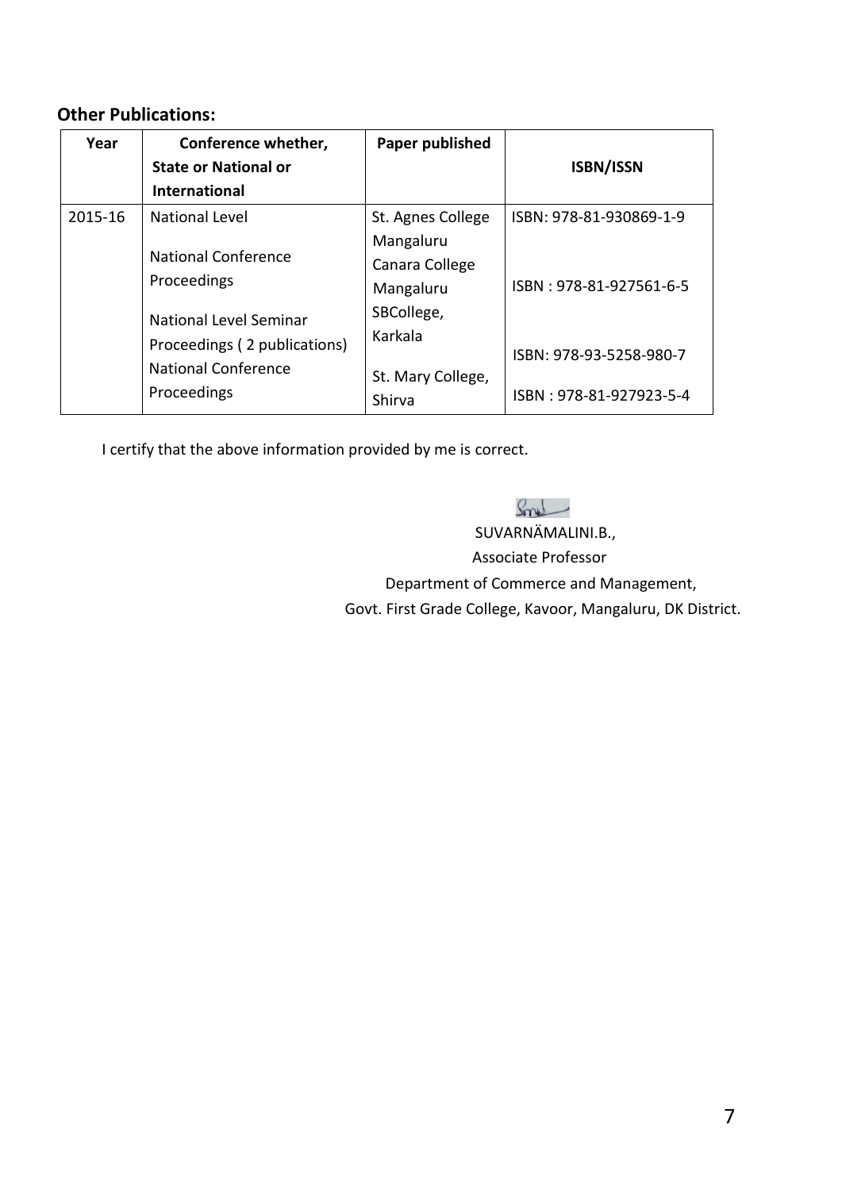**Other Publications:**

| Year | Conference whether, State or National or International | Paper published | ISBN/ISSN |
|---|---|---|---|
| 2015-16 | National Level<br><br>National Conference Proceedings<br><br>National Level Seminar Proceedings ( 2 publications)<br>National Conference Proceedings | St. Agnes College Mangaluru<br>Canara College Mangaluru<br>SBCollege, Karkala<br><br>St. Mary College, Shirva | ISBN: 978-81-930869-1-9<br><br>ISBN : 978-81-927561-6-5<br><br>ISBN: 978-93-5258-980-7<br>ISBN : 978-81-927923-5-4 |

I certify that the above information provided by me is correct.

SUVARNÄMALINI.B.,
Associate Professor
Department of Commerce and Management,
Govt. First Grade College, Kavoor, Mangaluru, DK District.